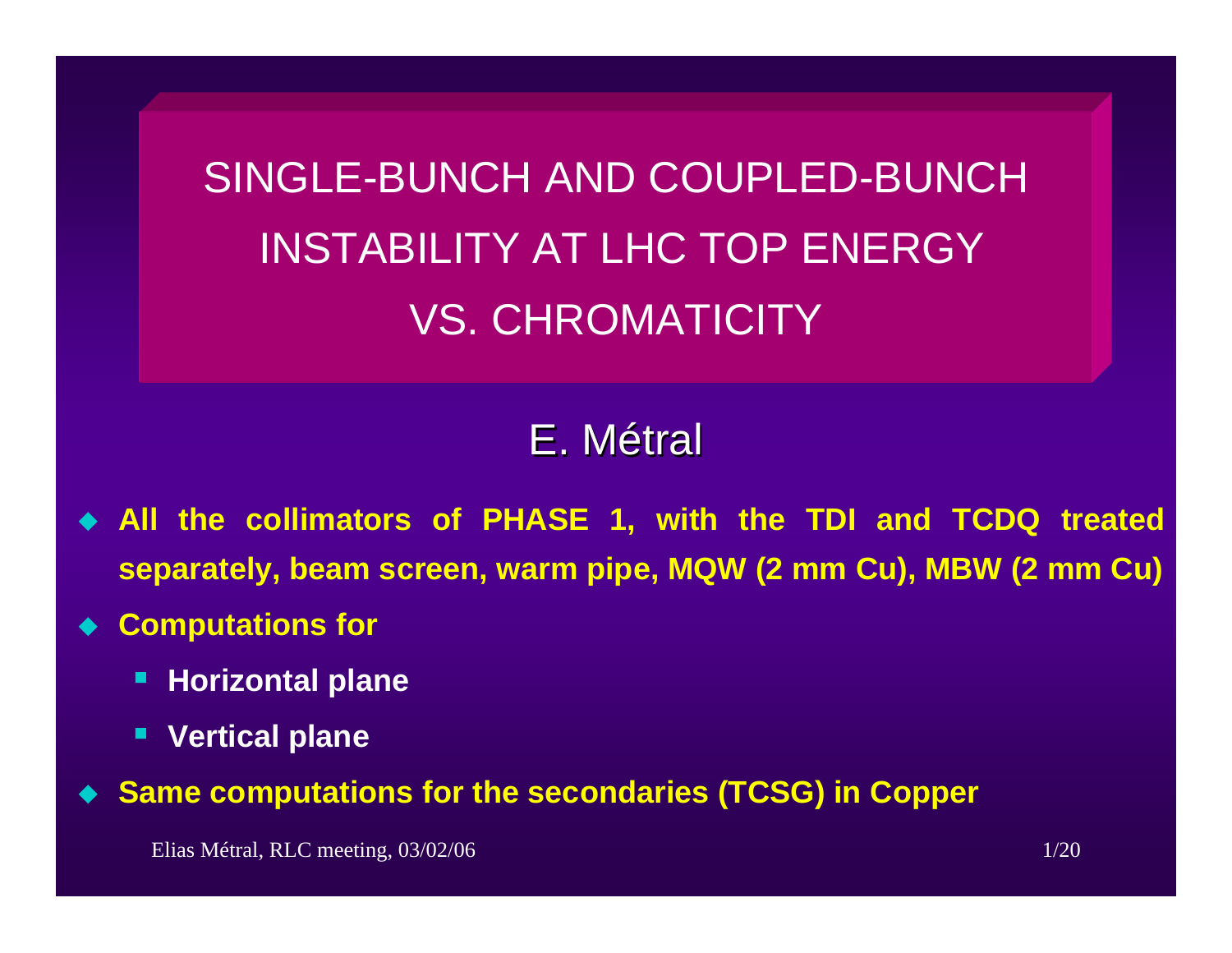# SINGLE-BUNCH AND COUPLED-BUNCH INSTABILITY AT LHC TOP ENERGY VS. CHROMATICITY

## E. Métral

- **All the collimators of PHASE 1, with the TDI and TCDQ treated separately, beam screen, warm pipe, MQW (2 mm Cu), MBW (2 mm Cu)**
- **Computations for**
  - **Horizontal plane**
  - **Vertical plane**
- **Same computations for the secondaries (TCSG) in Copper**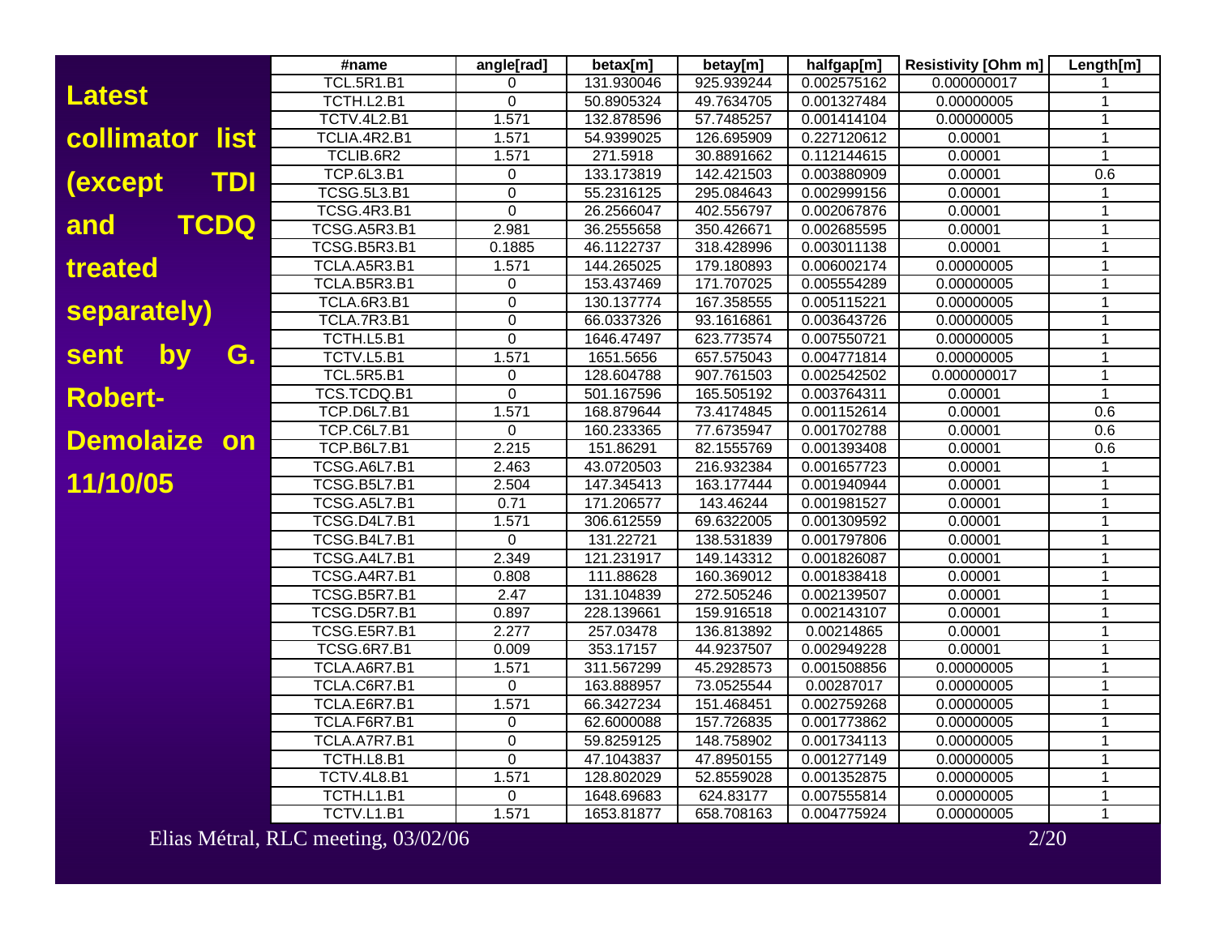**Latest collimator list (except TDI and TCDQ treated separately) sent by G. Robert-Demolaize on 11/10/05**

| #name | angle[rad] | betax[m] | betay[m] | halfgap[m] | Resistivity [Ohm m] | Length[m] |
|---|---|---|---|---|---|---|
| TCL.5R1.B1 | 0 | 131.930046 | 925.939244 | 0.002575162 | 0.000000017 | 1 |
| TCTH.L2.B1 | 0 | 50.8905324 | 49.7634705 | 0.001327484 | 0.00000005 | 1 |
| TCTV.4L2.B1 | 1.571 | 132.878596 | 57.7485257 | 0.001414104 | 0.00000005 | 1 |
| TCLIA.4R2.B1 | 1.571 | 54.9399025 | 126.695909 | 0.227120612 | 0.00001 | 1 |
| TCLIB.6R2 | 1.571 | 271.5918 | 30.8891662 | 0.112144615 | 0.00001 | 1 |
| TCP.6L3.B1 | 0 | 133.173819 | 142.421503 | 0.003880909 | 0.00001 | 0.6 |
| TCSG.5L3.B1 | 0 | 55.2316125 | 295.084643 | 0.002999156 | 0.00001 | 1 |
| TCSG.4R3.B1 | 0 | 26.2566047 | 402.556797 | 0.002067876 | 0.00001 | 1 |
| TCSG.A5R3.B1 | 2.981 | 36.2555658 | 350.426671 | 0.002685595 | 0.00001 | 1 |
| TCSG.B5R3.B1 | 0.1885 | 46.1122737 | 318.428996 | 0.003011138 | 0.00001 | 1 |
| TCLA.A5R3.B1 | 1.571 | 144.265025 | 179.180893 | 0.006002174 | 0.00000005 | 1 |
| TCLA.B5R3.B1 | 0 | 153.437469 | 171.707025 | 0.005554289 | 0.00000005 | 1 |
| TCLA.6R3.B1 | 0 | 130.137774 | 167.358555 | 0.005115221 | 0.00000005 | 1 |
| TCLA.7R3.B1 | 0 | 66.0337326 | 93.1616861 | 0.003643726 | 0.00000005 | 1 |
| TCTH.L5.B1 | 0 | 1646.47497 | 623.773574 | 0.007550721 | 0.00000005 | 1 |
| TCTV.L5.B1 | 1.571 | 1651.5656 | 657.575043 | 0.004771814 | 0.00000005 | 1 |
| TCL.5R5.B1 | 0 | 128.604788 | 907.761503 | 0.002542502 | 0.000000017 | 1 |
| TCS.TCDQ.B1 | 0 | 501.167596 | 165.505192 | 0.003764311 | 0.00001 | 1 |
| TCP.D6L7.B1 | 1.571 | 168.879644 | 73.4174845 | 0.001152614 | 0.00001 | 0.6 |
| TCP.C6L7.B1 | 0 | 160.233365 | 77.6735947 | 0.001702788 | 0.00001 | 0.6 |
| TCP.B6L7.B1 | 2.215 | 151.86291 | 82.1555769 | 0.001393408 | 0.00001 | 0.6 |
| TCSG.A6L7.B1 | 2.463 | 43.0720503 | 216.932384 | 0.001657723 | 0.00001 | 1 |
| TCSG.B5L7.B1 | 2.504 | 147.345413 | 163.177444 | 0.001940944 | 0.00001 | 1 |
| TCSG.A5L7.B1 | 0.71 | 171.206577 | 143.46244 | 0.001981527 | 0.00001 | 1 |
| TCSG.D4L7.B1 | 1.571 | 306.612559 | 69.6322005 | 0.001309592 | 0.00001 | 1 |
| TCSG.B4L7.B1 | 0 | 131.22721 | 138.531839 | 0.001797806 | 0.00001 | 1 |
| TCSG.A4L7.B1 | 2.349 | 121.231917 | 149.143312 | 0.001826087 | 0.00001 | 1 |
| TCSG.A4R7.B1 | 0.808 | 111.88628 | 160.369012 | 0.001838418 | 0.00001 | 1 |
| TCSG.B5R7.B1 | 2.47 | 131.104839 | 272.505246 | 0.002139507 | 0.00001 | 1 |
| TCSG.D5R7.B1 | 0.897 | 228.139661 | 159.916518 | 0.002143107 | 0.00001 | 1 |
| TCSG.E5R7.B1 | 2.277 | 257.03478 | 136.813892 | 0.00214865 | 0.00001 | 1 |
| TCSG.6R7.B1 | 0.009 | 353.17157 | 44.9237507 | 0.002949228 | 0.00001 | 1 |
| TCLA.A6R7.B1 | 1.571 | 311.567299 | 45.2928573 | 0.001508856 | 0.00000005 | 1 |
| TCLA.C6R7.B1 | 0 | 163.888957 | 73.0525544 | 0.00287017 | 0.00000005 | 1 |
| TCLA.E6R7.B1 | 1.571 | 66.3427234 | 151.468451 | 0.002759268 | 0.00000005 | 1 |
| TCLA.F6R7.B1 | 0 | 62.6000088 | 157.726835 | 0.001773862 | 0.00000005 | 1 |
| TCLA.A7R7.B1 | 0 | 59.8259125 | 148.758902 | 0.001734113 | 0.00000005 | 1 |
| TCTH.L8.B1 | 0 | 47.1043837 | 47.8950155 | 0.001277149 | 0.00000005 | 1 |
| TCTV.4L8.B1 | 1.571 | 128.802029 | 52.8559028 | 0.001352875 | 0.00000005 | 1 |
| TCTH.L1.B1 | 0 | 1648.69683 | 624.83177 | 0.007555814 | 0.00000005 | 1 |
| TCTV.L1.B1 | 1.571 | 1653.81877 | 658.708163 | 0.004775924 | 0.00000005 | 1 |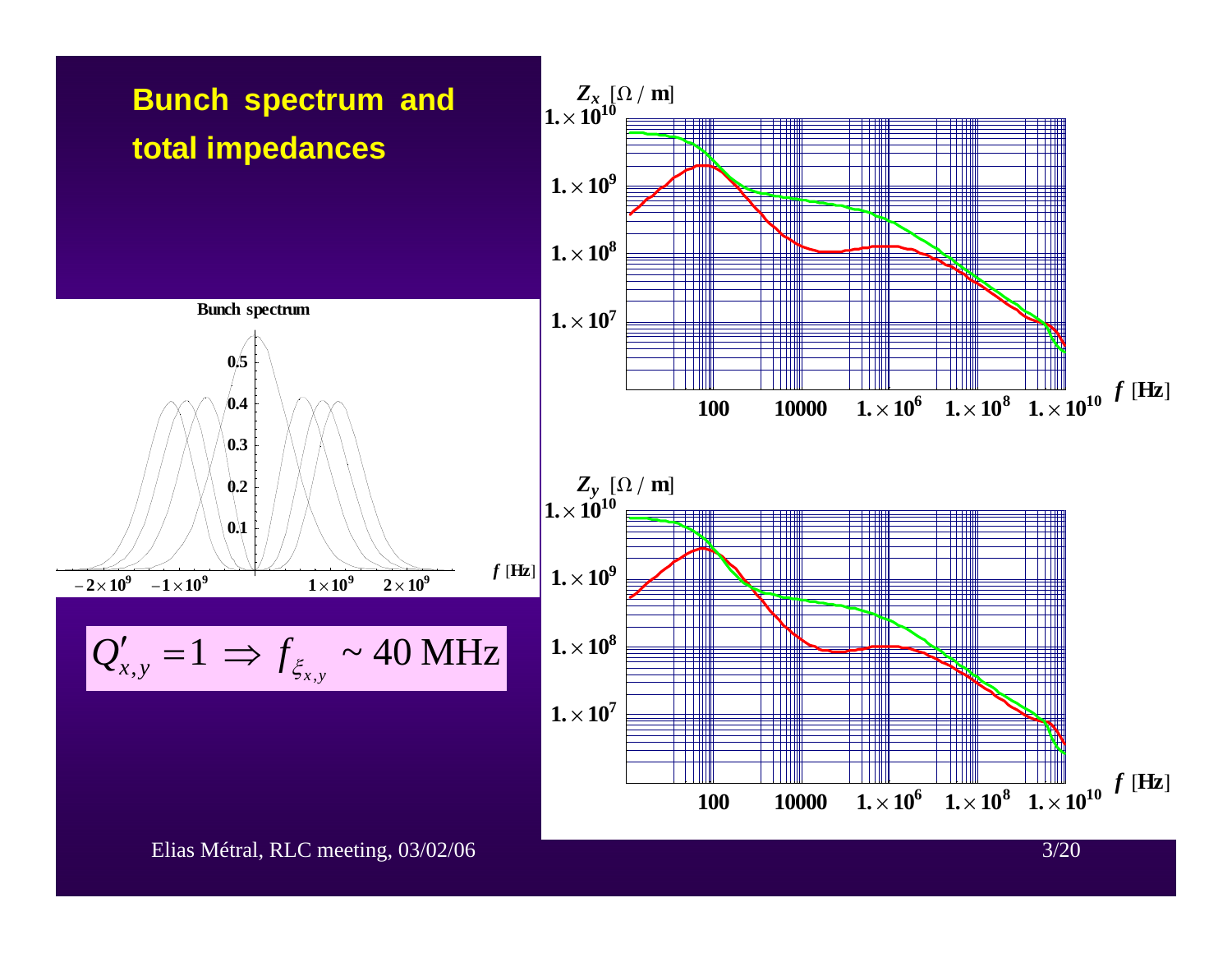# Bunch spectrum and total impedances

$$Q'_{x,y} = 1 \Rightarrow f_{\xi_{x,y}} \sim 40 \text{ MHz}$$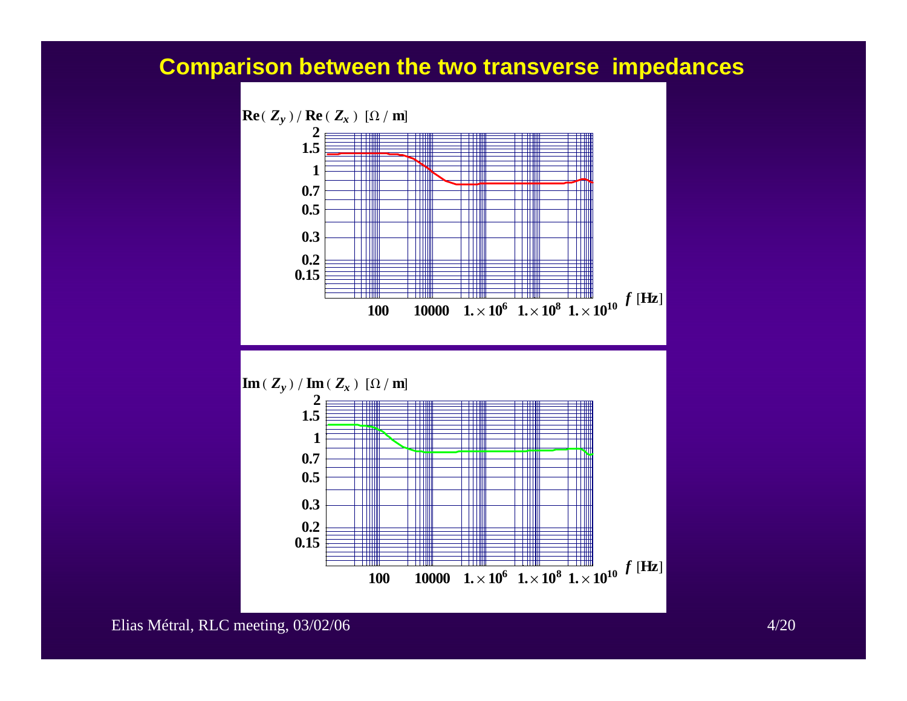# Comparison between the two transverse impedances

$\mathbf{Re}(Z_y) / \mathbf{Re}(Z_x)$ [Ω / m]

2
1.5
1
0.7
0.5
0.3
0.2
0.15

100 10000 $1. \times 10^6$ $1. \times 10^8$ $1. \times 10^{10}$ $f$ [Hz]

$\mathbf{Im}(Z_y) / \mathbf{Im}(Z_x)$ [Ω / m]

2
1.5
1
0.7
0.5
0.3
0.2
0.15

100 10000 $1. \times 10^6$ $1. \times 10^8$ $1. \times 10^{10}$ $f$ [Hz]

Elias Métral, RLC meeting, 03/02/06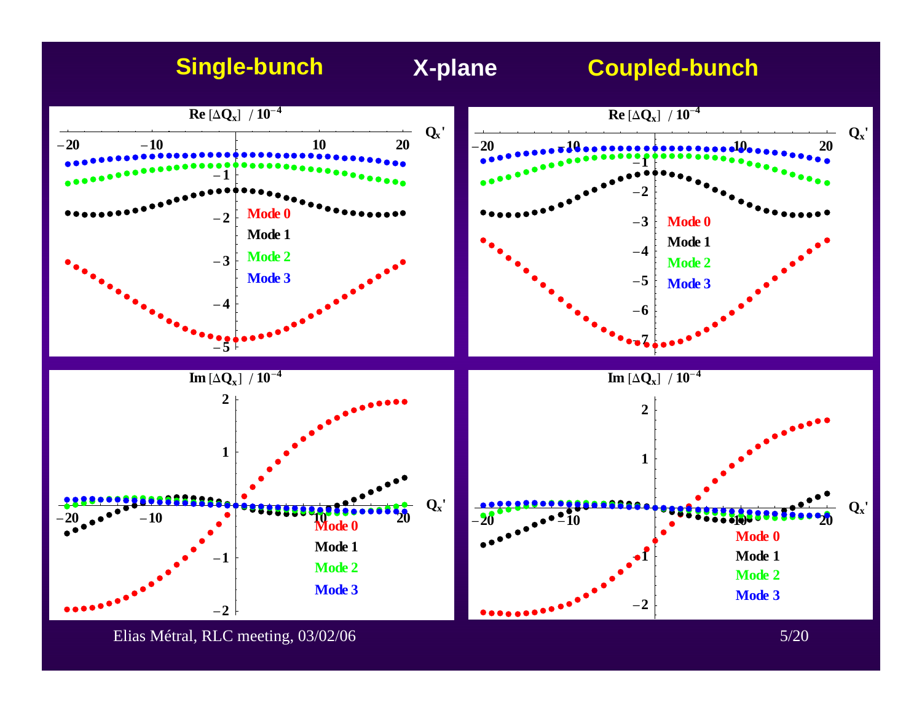**Single-bunch** **X-plane** **Coupled-bunch**

Re $[\Delta Q_x]$ / $10^{-4}$

Im $[\Delta Q_x]$ / $10^{-4}$

Mode 0
Mode 1
Mode 2
Mode 3

$Q_x'$

Elias Métral, RLC meeting, 03/02/06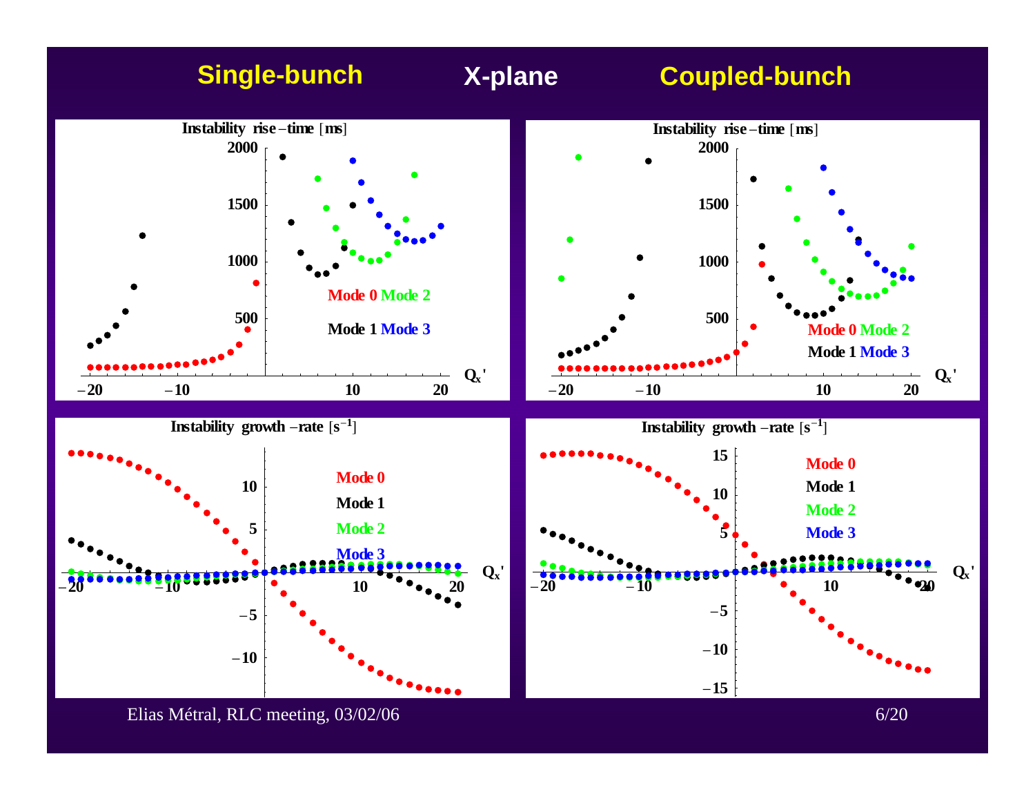## Single-bunch X-plane Coupled-bunch

**Instability rise-time [ms]** (Single-bunch)

**Instability rise-time [ms]** (Coupled-bunch)

Mode 0 Mode 2

Mode 1 Mode 3

$Q_x'$

**Instability growth-rate [$s^{-1}$]** (Single-bunch)

**Instability growth-rate [$s^{-1}$]** (Coupled-bunch)

Mode 0

Mode 1

Mode 2

Mode 3

$Q_x'$

Elias Métral, RLC meeting, 03/02/06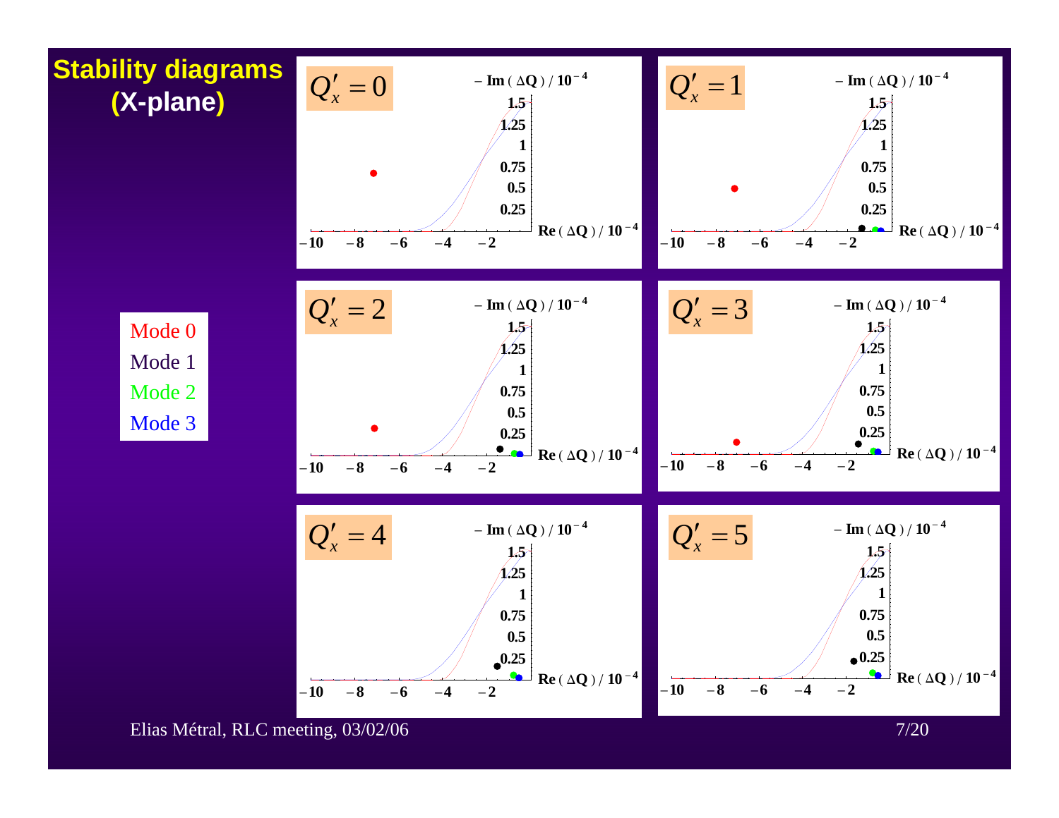# Stability diagrams (X-plane)

Mode 0
Mode 1
Mode 2
Mode 3

$Q'_x = 0$

$Q'_x = 1$

$Q'_x = 2$

$Q'_x = 3$

$Q'_x = 4$

$Q'_x = 5$

Axes (each plot): $-\mathrm{Im}(\Delta Q)/10^{-4}$ vs. $\mathrm{Re}(\Delta Q)/10^{-4}$

Elias Métral, RLC meeting, 03/02/06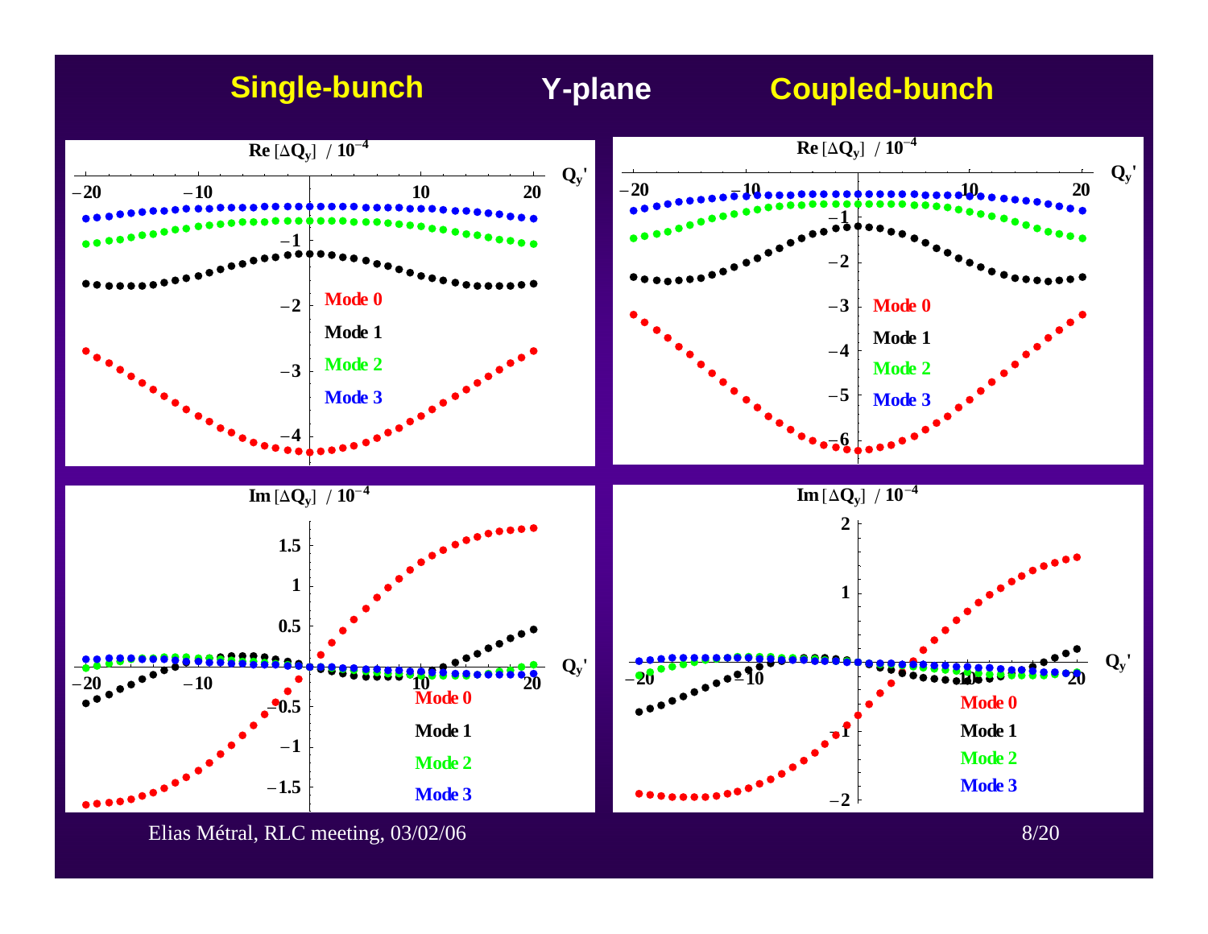# Single-bunch Y-plane Coupled-bunch

$\mathrm{Re}[\Delta Q_y] \ / \ 10^{-4}$

$Q_y'$

Mode 0

Mode 1

Mode 2

Mode 3

$\mathrm{Im}[\Delta Q_y] \ / \ 10^{-4}$

Elias Métral, RLC meeting, 03/02/06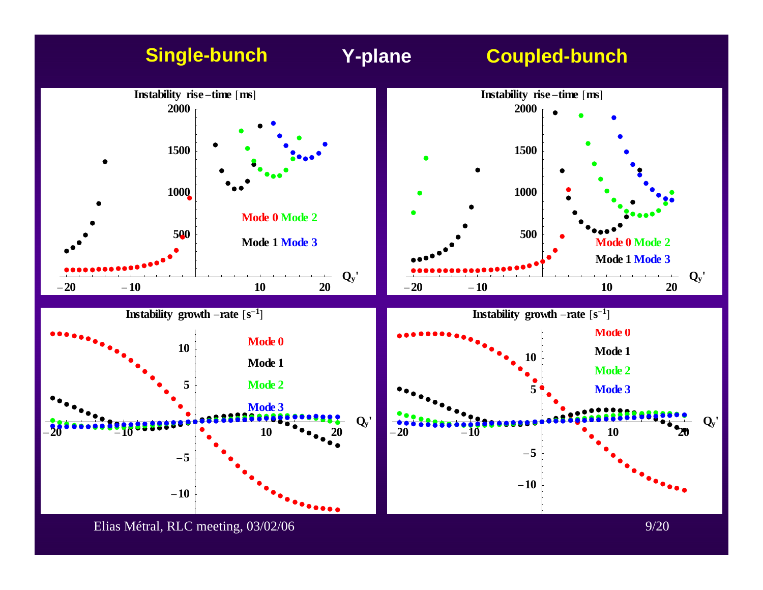**Single-bunch** **Y-plane** **Coupled-bunch**

Instability rise-time [ms]

Mode 0 Mode 2

Mode 1 Mode 3

$Q_y'$

Instability rise-time [ms]

Mode 0 Mode 2

Mode 1 Mode 3

$Q_y'$

Instability growth-rate [$s^{-1}$]

Mode 0

Mode 1

Mode 2

Mode 3

$Q_y'$

Instability growth-rate [$s^{-1}$]

Mode 0

Mode 1

Mode 2

Mode 3

$Q_y'$

Elias Métral, RLC meeting, 03/02/06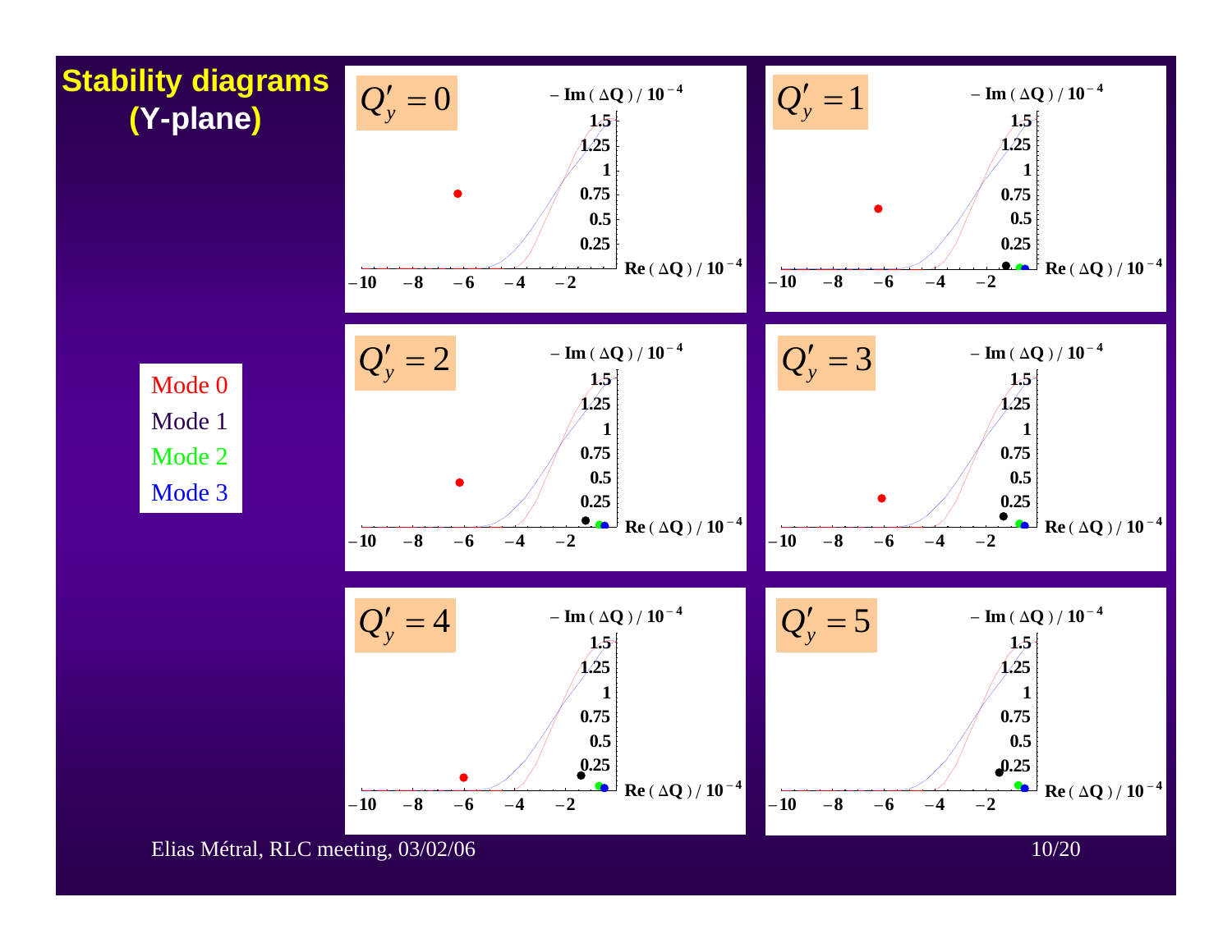# Stability diagrams (Y-plane)

Mode 0
Mode 1
Mode 2
Mode 3

$Q'_y = 0$

$Q'_y = 1$

$Q'_y = 2$

$Q'_y = 3$

$Q'_y = 4$

$Q'_y = 5$

$-\mathrm{Im}(\Delta Q) / 10^{-4}$

$\mathrm{Re}(\Delta Q) / 10^{-4}$

Elias Métral, RLC meeting, 03/02/06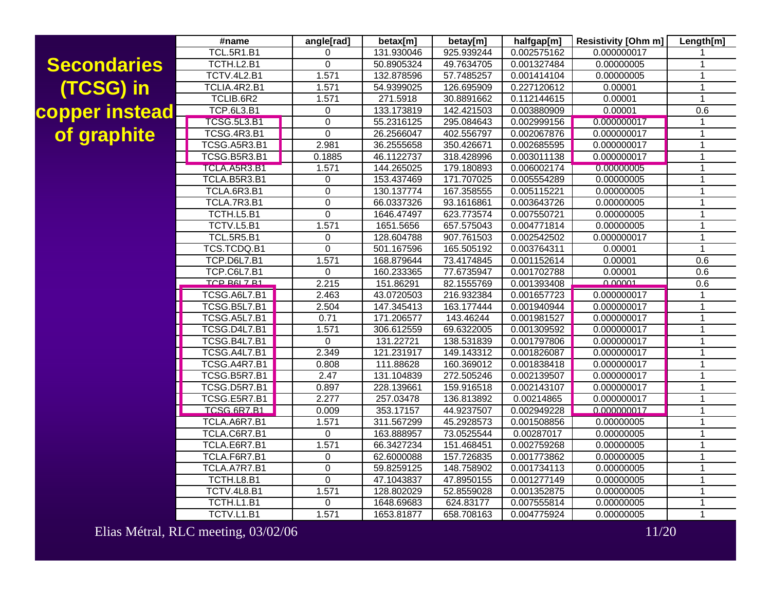# Secondaries (TCSG) in copper instead of graphite

| #name | angle[rad] | betax[m] | betay[m] | halfgap[m] | Resistivity [Ohm m] | Length[m] |
|---|---|---|---|---|---|---|
| TCL.5R1.B1 | 0 | 131.930046 | 925.939244 | 0.002575162 | 0.000000017 | 1 |
| TCTH.L2.B1 | 0 | 50.8905324 | 49.7634705 | 0.001327484 | 0.00000005 | 1 |
| TCTV.4L2.B1 | 1.571 | 132.878596 | 57.7485257 | 0.001414104 | 0.00000005 | 1 |
| TCLIA.4R2.B1 | 1.571 | 54.9399025 | 126.695909 | 0.227120612 | 0.00001 | 1 |
| TCLIB.6R2 | 1.571 | 271.5918 | 30.8891662 | 0.112144615 | 0.00001 | 1 |
| TCP.6L3.B1 | 0 | 133.173819 | 142.421503 | 0.003880909 | 0.00001 | 0.6 |
| TCSG.5L3.B1 | 0 | 55.2316125 | 295.084643 | 0.002999156 | 0.000000017 | 1 |
| TCSG.4R3.B1 | 0 | 26.2566047 | 402.556797 | 0.002067876 | 0.000000017 | 1 |
| TCSG.A5R3.B1 | 2.981 | 36.2555658 | 350.426671 | 0.002685595 | 0.000000017 | 1 |
| TCSG.B5R3.B1 | 0.1885 | 46.1122737 | 318.428996 | 0.003011138 | 0.000000017 | 1 |
| TCLA.A5R3.B1 | 1.571 | 144.265025 | 179.180893 | 0.006002174 | 0.00000005 | 1 |
| TCLA.B5R3.B1 | 0 | 153.437469 | 171.707025 | 0.005554289 | 0.00000005 | 1 |
| TCLA.6R3.B1 | 0 | 130.137774 | 167.358555 | 0.005115221 | 0.00000005 | 1 |
| TCLA.7R3.B1 | 0 | 66.0337326 | 93.1616861 | 0.003643726 | 0.00000005 | 1 |
| TCTH.L5.B1 | 0 | 1646.47497 | 623.773574 | 0.007550721 | 0.00000005 | 1 |
| TCTV.L5.B1 | 1.571 | 1651.5656 | 657.575043 | 0.004771814 | 0.00000005 | 1 |
| TCL.5R5.B1 | 0 | 128.604788 | 907.761503 | 0.002542502 | 0.000000017 | 1 |
| TCS.TCDQ.B1 | 0 | 501.167596 | 165.505192 | 0.003764311 | 0.00001 | 1 |
| TCP.D6L7.B1 | 1.571 | 168.879644 | 73.4174845 | 0.001152614 | 0.00001 | 0.6 |
| TCP.C6L7.B1 | 0 | 160.233365 | 77.6735947 | 0.001702788 | 0.00001 | 0.6 |
| TCP.B6L7.B1 | 2.215 | 151.86291 | 82.1555769 | 0.001393408 | 0.00001 | 0.6 |
| TCSG.A6L7.B1 | 2.463 | 43.0720503 | 216.932384 | 0.001657723 | 0.000000017 | 1 |
| TCSG.B5L7.B1 | 2.504 | 147.345413 | 163.177444 | 0.001940944 | 0.000000017 | 1 |
| TCSG.A5L7.B1 | 0.71 | 171.206577 | 143.46244 | 0.001981527 | 0.000000017 | 1 |
| TCSG.D4L7.B1 | 1.571 | 306.612559 | 69.6322005 | 0.001309592 | 0.000000017 | 1 |
| TCSG.B4L7.B1 | 0 | 131.22721 | 138.531839 | 0.001797806 | 0.000000017 | 1 |
| TCSG.A4L7.B1 | 2.349 | 121.231917 | 149.143312 | 0.001826087 | 0.000000017 | 1 |
| TCSG.A4R7.B1 | 0.808 | 111.88628 | 160.369012 | 0.001838418 | 0.000000017 | 1 |
| TCSG.B5R7.B1 | 2.47 | 131.104839 | 272.505246 | 0.002139507 | 0.000000017 | 1 |
| TCSG.D5R7.B1 | 0.897 | 228.139661 | 159.916518 | 0.002143107 | 0.000000017 | 1 |
| TCSG.E5R7.B1 | 2.277 | 257.03478 | 136.813892 | 0.00214865 | 0.000000017 | 1 |
| TCSG.6R7.B1 | 0.009 | 353.17157 | 44.9237507 | 0.002949228 | 0.000000017 | 1 |
| TCLA.A6R7.B1 | 1.571 | 311.567299 | 45.2928573 | 0.001508856 | 0.00000005 | 1 |
| TCLA.C6R7.B1 | 0 | 163.888957 | 73.0525544 | 0.00287017 | 0.00000005 | 1 |
| TCLA.E6R7.B1 | 1.571 | 66.3427234 | 151.468451 | 0.002759268 | 0.00000005 | 1 |
| TCLA.F6R7.B1 | 0 | 62.6000088 | 157.726835 | 0.001773862 | 0.00000005 | 1 |
| TCLA.A7R7.B1 | 0 | 59.8259125 | 148.758902 | 0.001734113 | 0.00000005 | 1 |
| TCTH.L8.B1 | 0 | 47.1043837 | 47.8950155 | 0.001277149 | 0.00000005 | 1 |
| TCTV.4L8.B1 | 1.571 | 128.802029 | 52.8559028 | 0.001352875 | 0.00000005 | 1 |
| TCTH.L1.B1 | 0 | 1648.69683 | 624.83177 | 0.007555814 | 0.00000005 | 1 |
| TCTV.L1.B1 | 1.571 | 1653.81877 | 658.708163 | 0.004775924 | 0.00000005 | 1 |

Elias Métral, RLC meeting, 03/02/06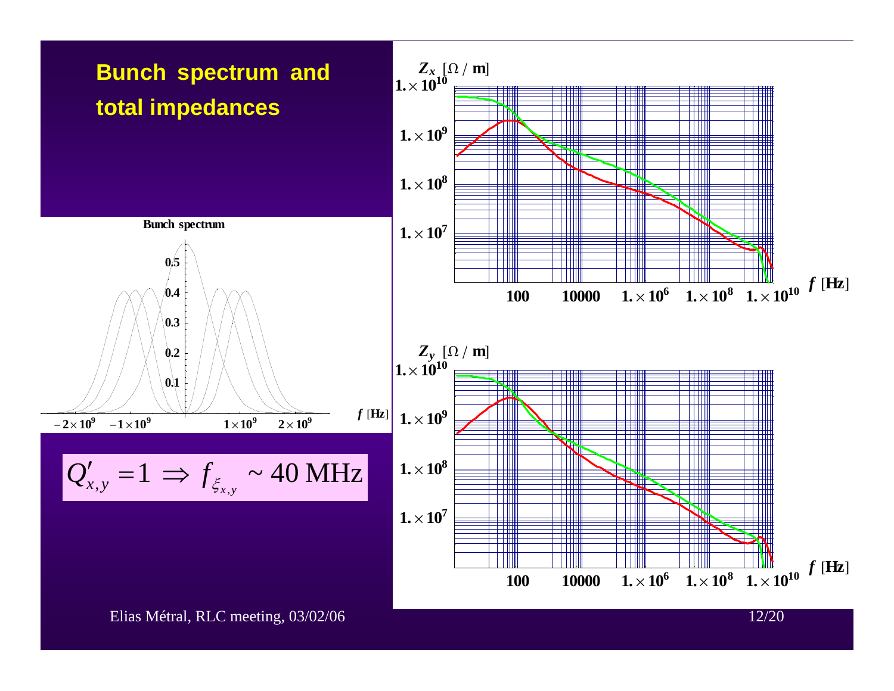# Bunch spectrum and total impedances

**Bunch spectrum**

$$Q'_{x,y} = 1 \Rightarrow f_{\xi_{x,y}} \sim 40 \text{ MHz}$$

$Z_x$ [$\Omega$ / m]

$f$ [Hz]

$Z_y$ [$\Omega$ / m]

$f$ [Hz]

Elias Métral, RLC meeting, 03/02/06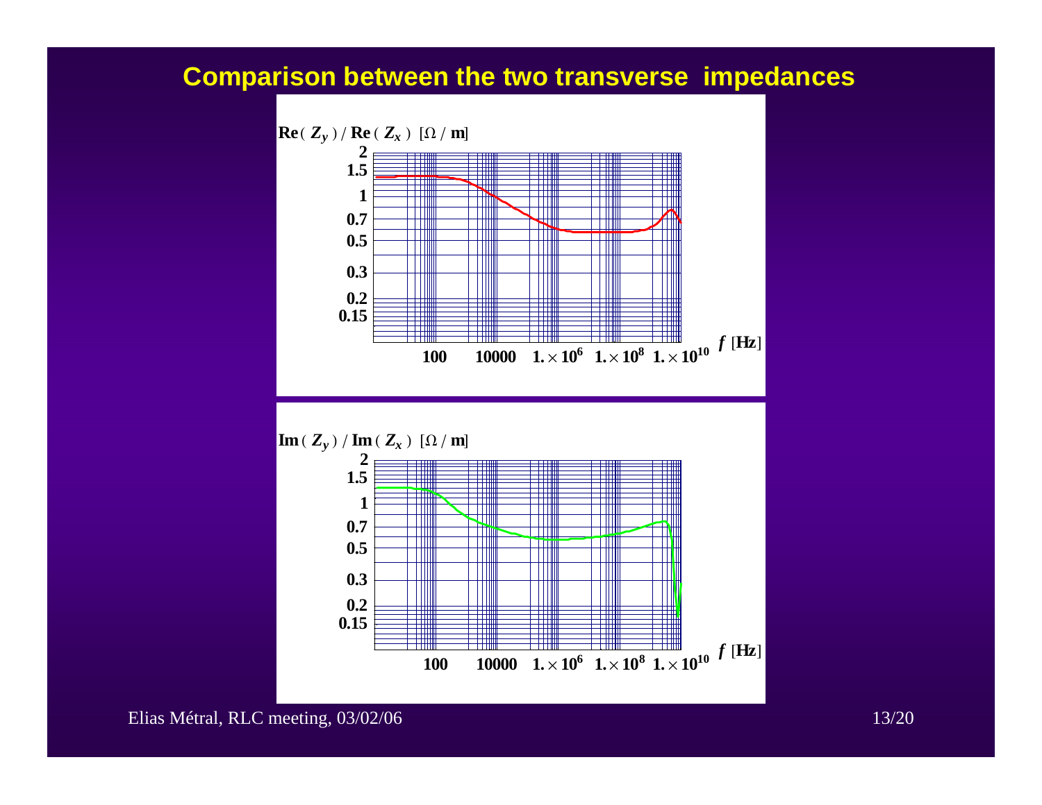# Comparison between the two transverse impedances

$\mathrm{Re}(Z_y) / \mathrm{Re}(Z_x)$ [$\Omega$ / m]

2
1.5
1
0.7
0.5
0.3
0.2
0.15

100 10000 $1.\times10^6$ $1.\times10^8$ $1.\times10^{10}$ $f$ [Hz]

$\mathrm{Im}(Z_y) / \mathrm{Im}(Z_x)$ [$\Omega$ / m]

2
1.5
1
0.7
0.5
0.3
0.2
0.15

100 10000 $1.\times10^6$ $1.\times10^8$ $1.\times10^{10}$ $f$ [Hz]

Elias Métral, RLC meeting, 03/02/06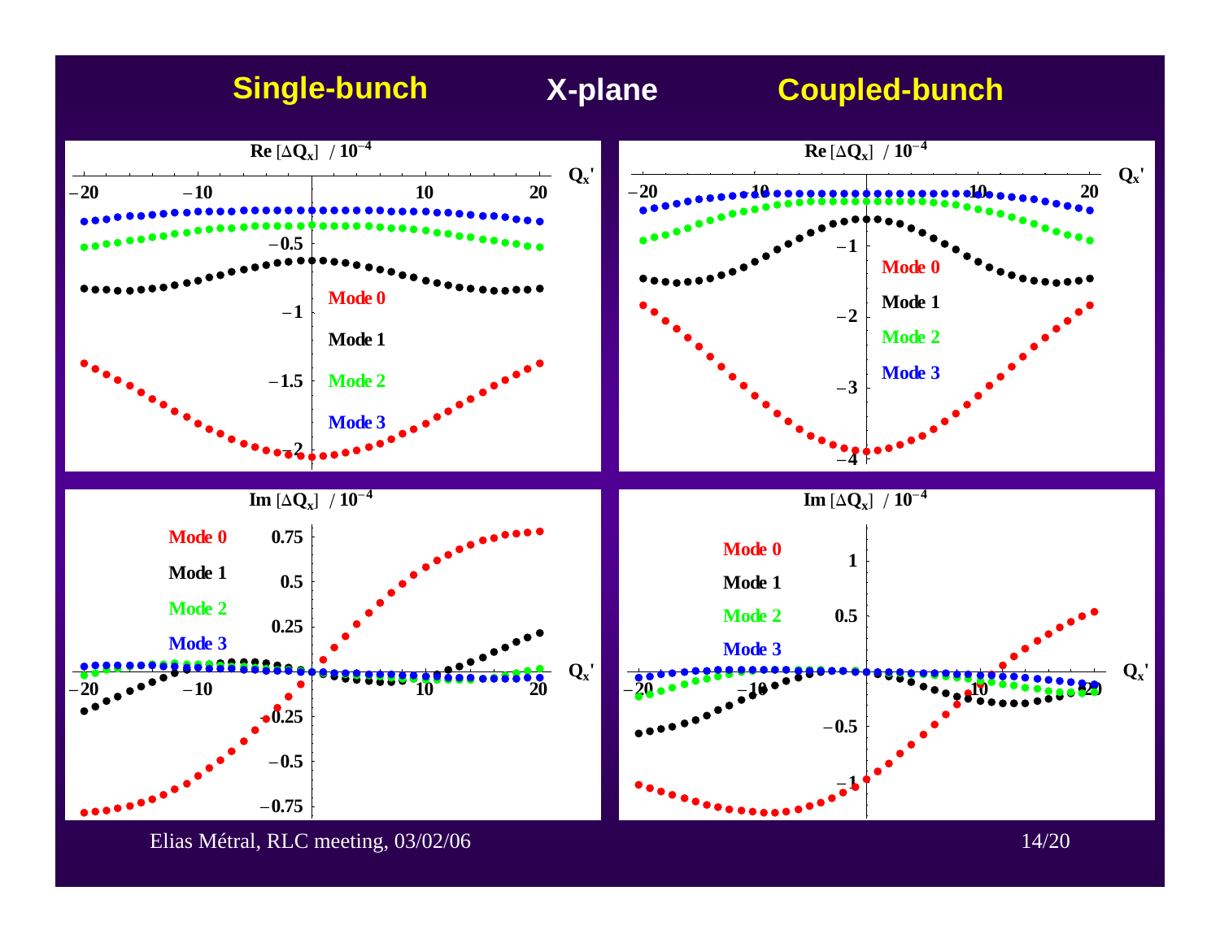# Single-bunch X-plane Coupled-bunch

$\mathrm{Re}\,[\Delta Q_x]\ /\ 10^{-4}$

$\mathrm{Im}\,[\Delta Q_x]\ /\ 10^{-4}$

Mode 0, Mode 1, Mode 2, Mode 3

$Q_x'$

Elias Métral, RLC meeting, 03/02/06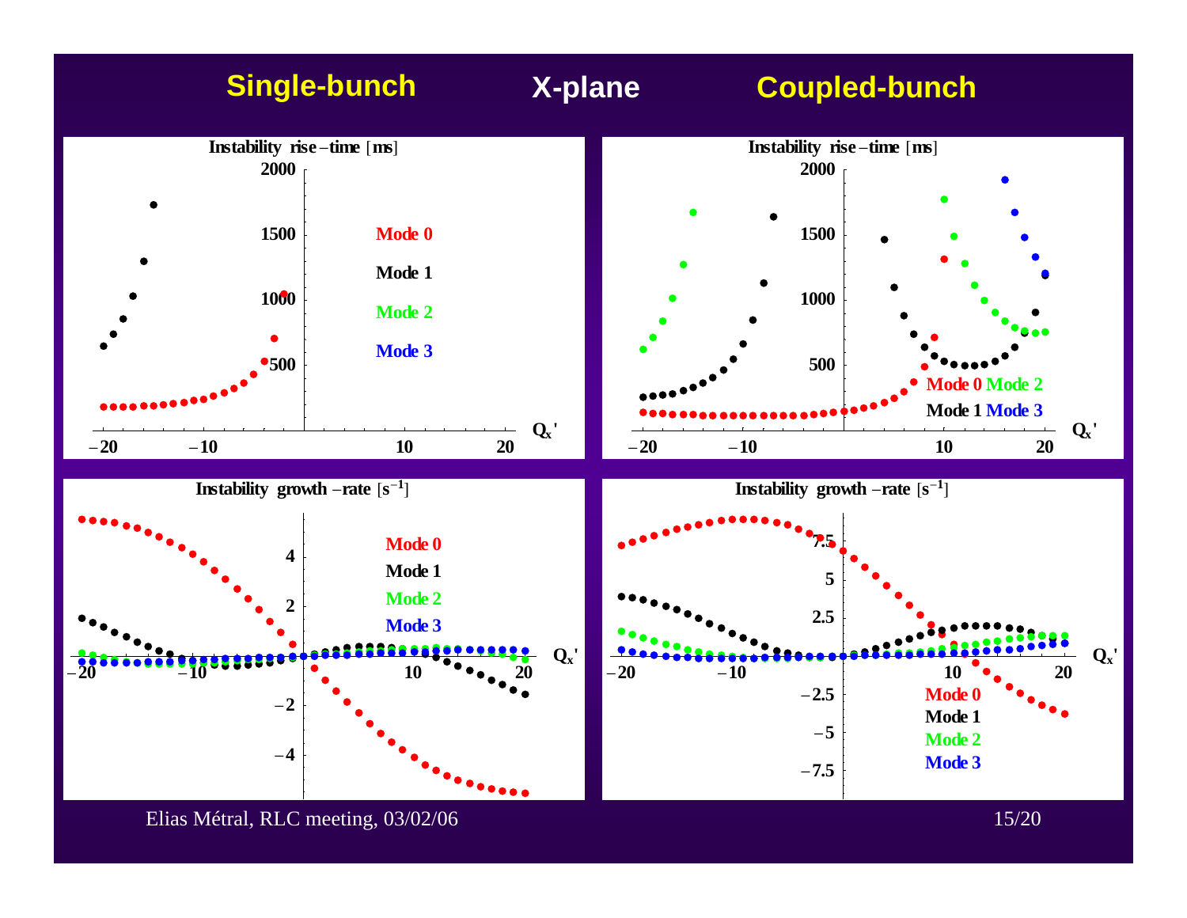# Single-bunch X-plane Coupled-bunch

**Instability rise-time [ms]**

2000, 1500, 1000, 500

−20, −10, 10, 20 $Q_x'$

Mode 0
Mode 1
Mode 2
Mode 3

**Instability rise-time [ms]**

2000, 1500, 1000, 500

−20, −10, 10, 20 $Q_x'$

Mode 0 Mode 2
Mode 1 Mode 3

**Instability growth-rate [$s^{-1}$]**

4, 2, −2, −4

−20, −10, 10, 20 $Q_x'$

Mode 0
Mode 1
Mode 2
Mode 3

**Instability growth-rate [$s^{-1}$]**

7.5, 5, 2.5, −2.5, −5, −7.5

−20, −10, 10, 20 $Q_x'$

Mode 0
Mode 1
Mode 2
Mode 3

Elias Métral, RLC meeting, 03/02/06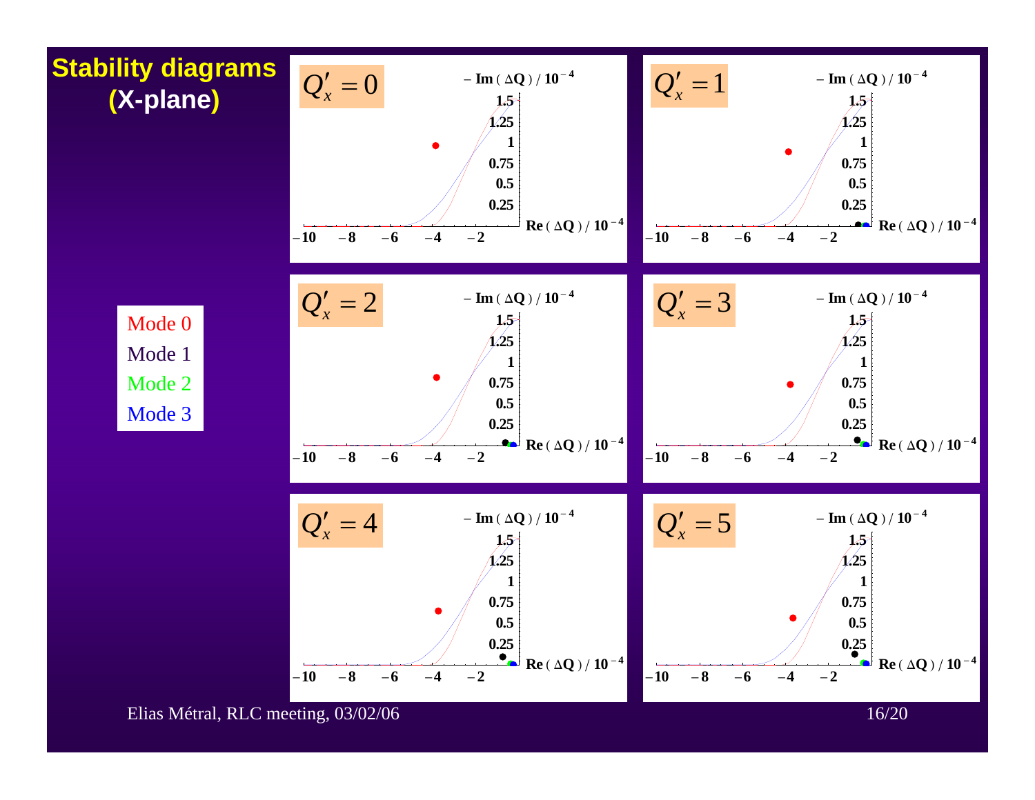# Stability diagrams (X-plane)

Mode 0
Mode 1
Mode 2
Mode 3

$Q'_x = 0$

$Q'_x = 1$

$Q'_x = 2$

$Q'_x = 3$

$Q'_x = 4$

$Q'_x = 5$

Axes (each plot): vertical $-\mathrm{Im}(\Delta Q) / 10^{-4}$ (0.25, 0.5, 0.75, 1, 1.25, 1.5); horizontal $\mathrm{Re}(\Delta Q) / 10^{-4}$ (−10, −8, −6, −4, −2)

Elias Métral, RLC meeting, 03/02/06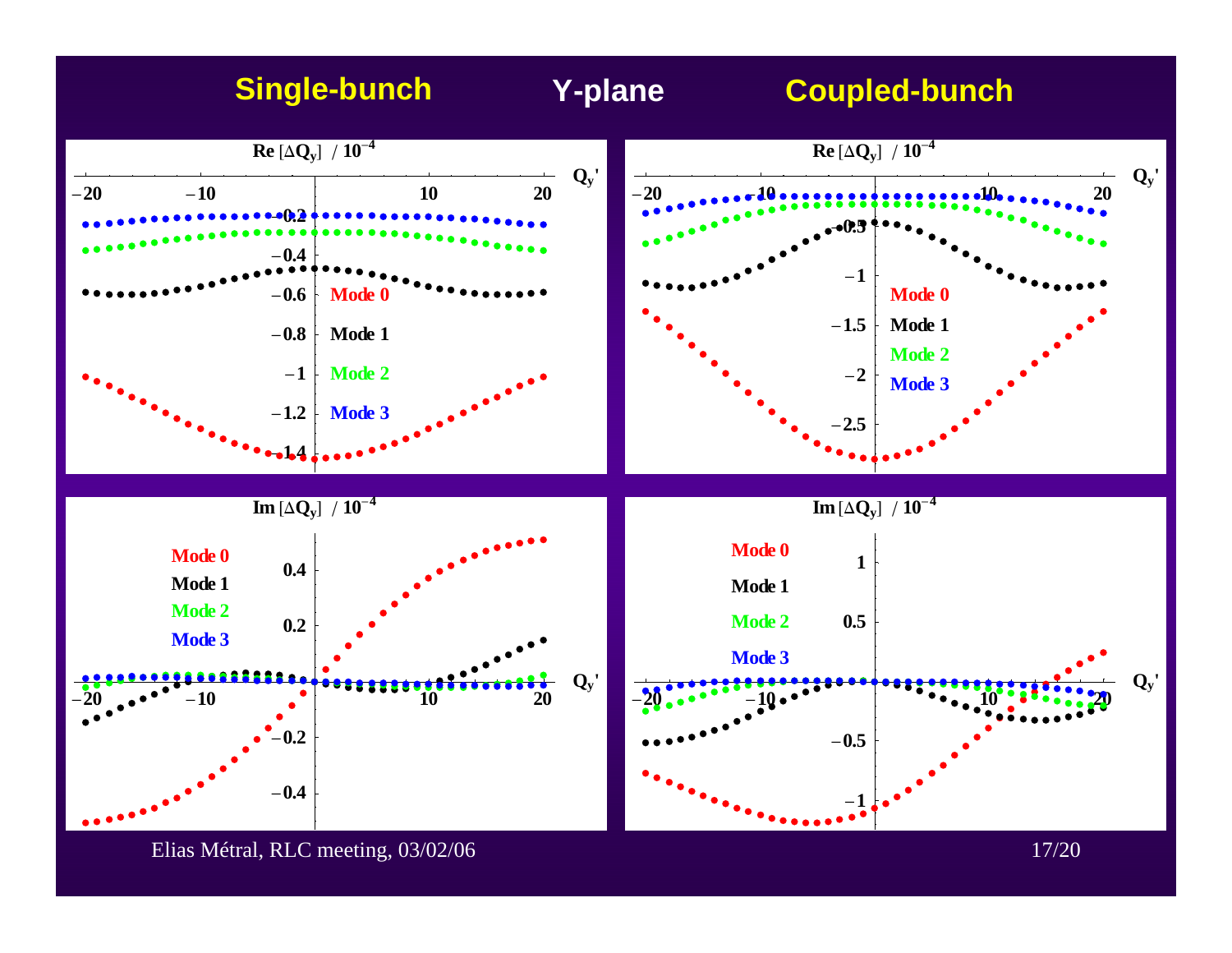# Single-bunch Y-plane Coupled-bunch

**Single-bunch**

$Re[\Delta Q_y]$ / $10^{-4}$

Mode 0, Mode 1, Mode 2, Mode 3

$Im[\Delta Q_y]$ / $10^{-4}$

Mode 0, Mode 1, Mode 2, Mode 3

**Coupled-bunch**

$Re[\Delta Q_y]$ / $10^{-4}$

Mode 0, Mode 1, Mode 2, Mode 3

$Im[\Delta Q_y]$ / $10^{-4}$

Mode 0, Mode 1, Mode 2, Mode 3

(Horizontal axis of all plots: $Q_y'$)

Elias Métral, RLC meeting, 03/02/06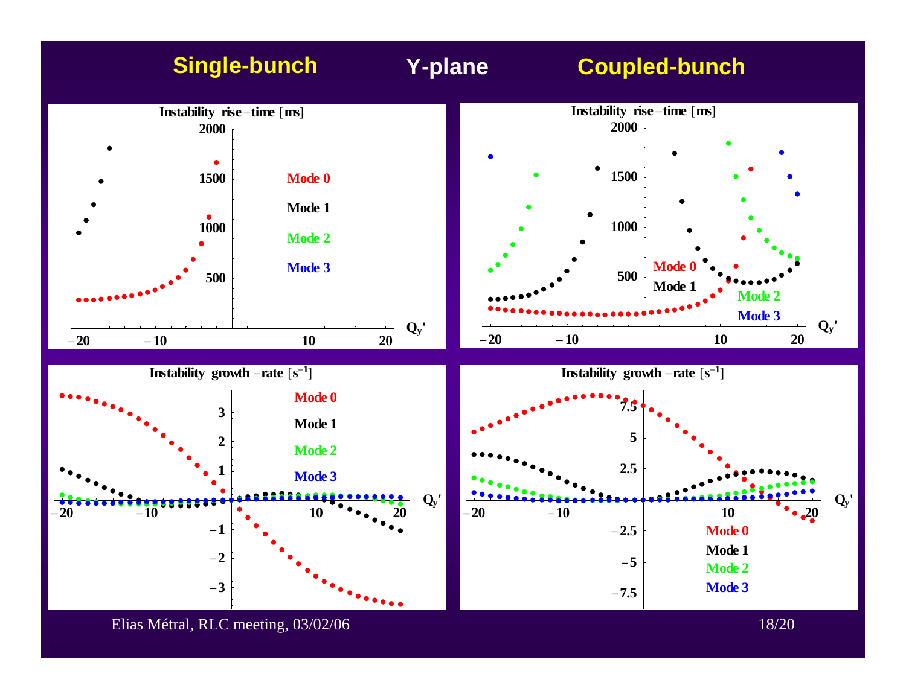## Single-bunch Y-plane Coupled-bunch

Elias Métral, RLC meeting, 03/02/06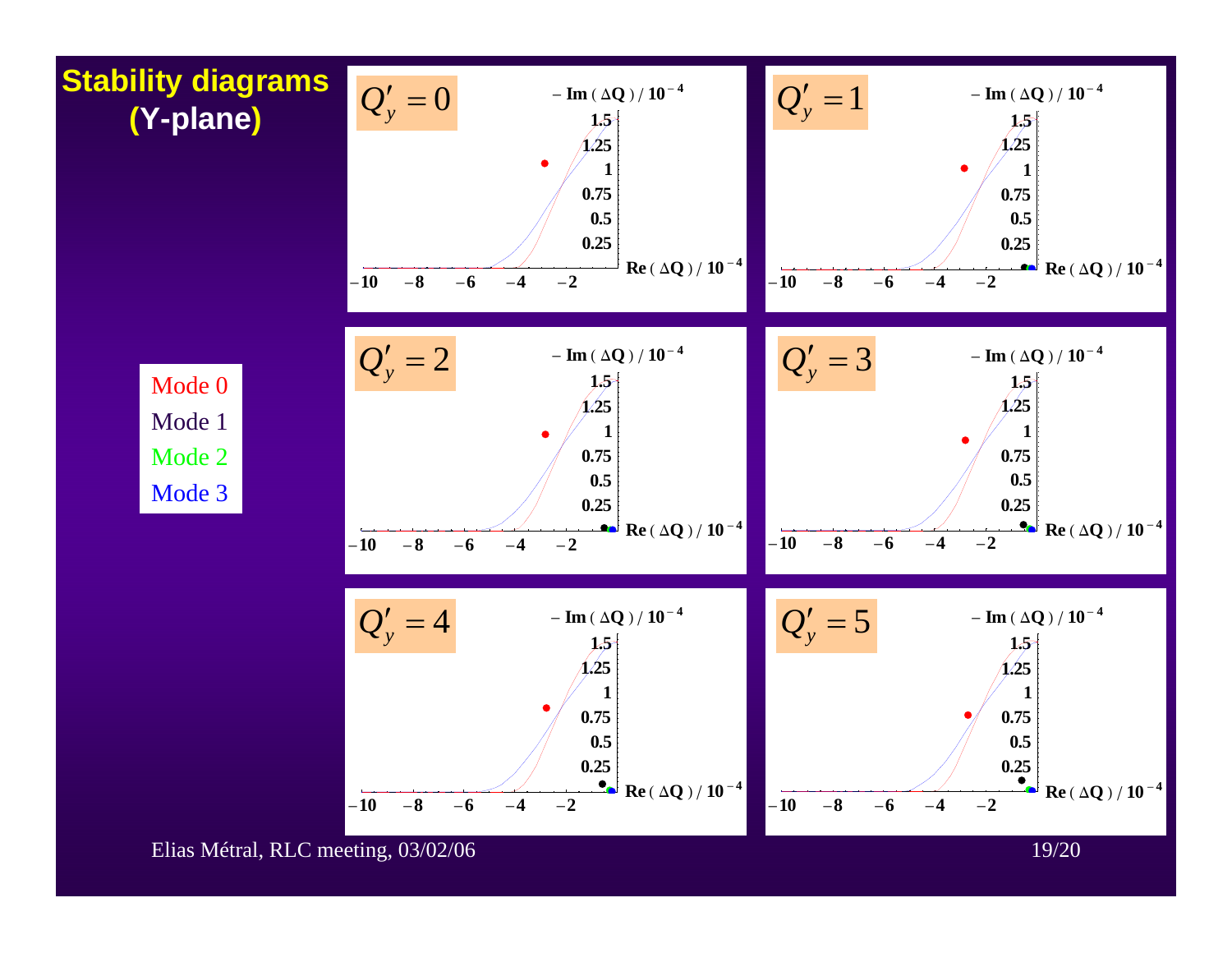# Stability diagrams (Y-plane)

Mode 0
Mode 1
Mode 2
Mode 3

$Q'_y = 0$

$Q'_y = 1$

$Q'_y = 2$

$Q'_y = 3$

$Q'_y = 4$

$Q'_y = 5$

Axes: $-\mathrm{Im}(\Delta Q) / 10^{-4}$ (vertical, 0.25 to 1.5); $\mathrm{Re}(\Delta Q) / 10^{-4}$ (horizontal, −10 to −2)

Elias Métral, RLC meeting, 03/02/06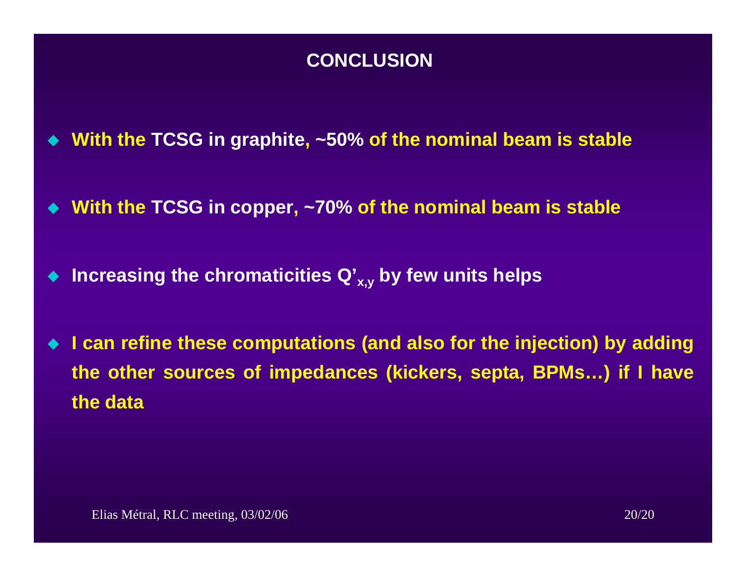# CONCLUSION

- **With the TCSG in graphite, ~50% of the nominal beam is stable**
- **With the TCSG in copper, ~70% of the nominal beam is stable**
- **Increasing the chromaticities $Q'_{x,y}$ by few units helps**
- **I can refine these computations (and also for the injection) by adding the other sources of impedances (kickers, septa, BPMs…) if I have the data**